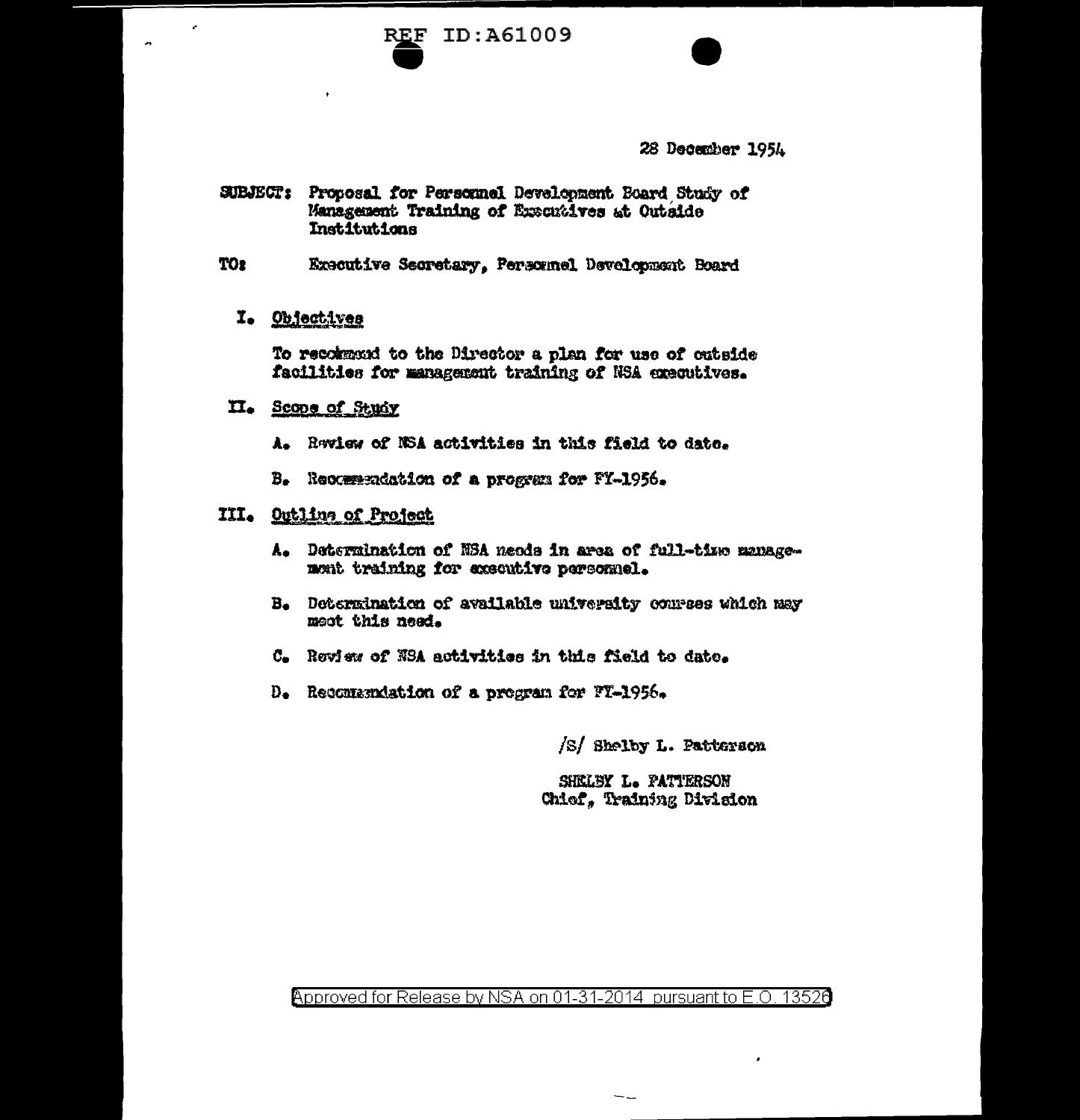28 December 1954

SUBJECT: Proposal for Personnel Development Board Study of Management Training of Executives at Outside Institutions

TO: Executive Secretary, Personnel Development Board

I. Objectives

To recommend to the Director a plan for use of outside facilities for management training of NSA executives.

II. Scope of Study

A. Review of NSA activities in this field to date.

B. Recommendation of a program for FY-1956.

III. Outline of Project

A. Determination of NSA needs in area of full-time management training for executive personnel.

B. Determination of available university courses which may meet this need.

C. Review of NSA activities in this field to date.

D. Recommendation of a program for FY-1956.

/S/ Shelby L. Patterson

SHELBY L. PATTERSON
Chief, Training Division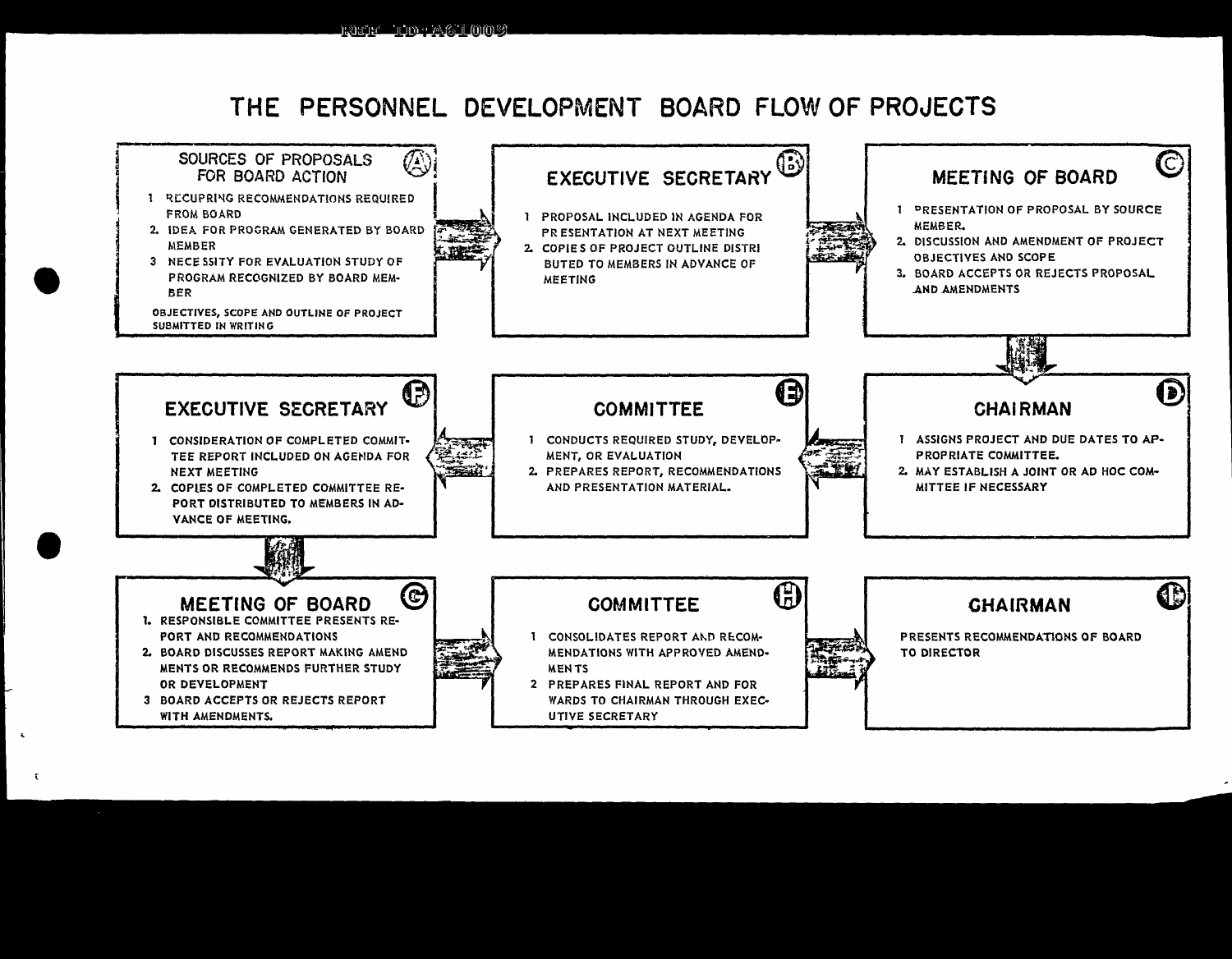# THE PERSONNEL DEVELOPMENT BOARD FLOW OF PROJECTS

## (A) SOURCES OF PROPOSALS FOR BOARD ACTION

1. RECURRING RECOMMENDATIONS REQUIRED FROM BOARD
2. IDEA FOR PROGRAM GENERATED BY BOARD MEMBER
3. NECESSITY FOR EVALUATION STUDY OF PROGRAM RECOGNIZED BY BOARD MEMBER

OBJECTIVES, SCOPE AND OUTLINE OF PROJECT SUBMITTED IN WRITING

## (B) EXECUTIVE SECRETARY

1. PROPOSAL INCLUDED IN AGENDA FOR PRESENTATION AT NEXT MEETING
2. COPIES OF PROJECT OUTLINE DISTRIBUTED TO MEMBERS IN ADVANCE OF MEETING

## (C) MEETING OF BOARD

1. PRESENTATION OF PROPOSAL BY SOURCE MEMBER.
2. DISCUSSION AND AMENDMENT OF PROJECT OBJECTIVES AND SCOPE
3. BOARD ACCEPTS OR REJECTS PROPOSAL AND AMENDMENTS

## (D) CHAIRMAN

1. ASSIGNS PROJECT AND DUE DATES TO APPROPRIATE COMMITTEE.
2. MAY ESTABLISH A JOINT OR AD HOC COMMITTEE IF NECESSARY

## (E) COMMITTEE

1. CONDUCTS REQUIRED STUDY, DEVELOPMENT, OR EVALUATION
2. PREPARES REPORT, RECOMMENDATIONS AND PRESENTATION MATERIAL.

## (F) EXECUTIVE SECRETARY

1. CONSIDERATION OF COMPLETED COMMITTEE REPORT INCLUDED ON AGENDA FOR NEXT MEETING
2. COPIES OF COMPLETED COMMITTEE REPORT DISTRIBUTED TO MEMBERS IN ADVANCE OF MEETING.

## (G) MEETING OF BOARD

1. RESPONSIBLE COMMITTEE PRESENTS REPORT AND RECOMMENDATIONS
2. BOARD DISCUSSES REPORT MAKING AMENDMENTS OR RECOMMENDS FURTHER STUDY OR DEVELOPMENT
3. BOARD ACCEPTS OR REJECTS REPORT WITH AMENDMENTS.

## (H) COMMITTEE

1. CONSOLIDATES REPORT AND RECOMMENDATIONS WITH APPROVED AMENDMENTS
2. PREPARES FINAL REPORT AND FORWARDS TO CHAIRMAN THROUGH EXECUTIVE SECRETARY

## (I) CHAIRMAN

PRESENTS RECOMMENDATIONS OF BOARD TO DIRECTOR